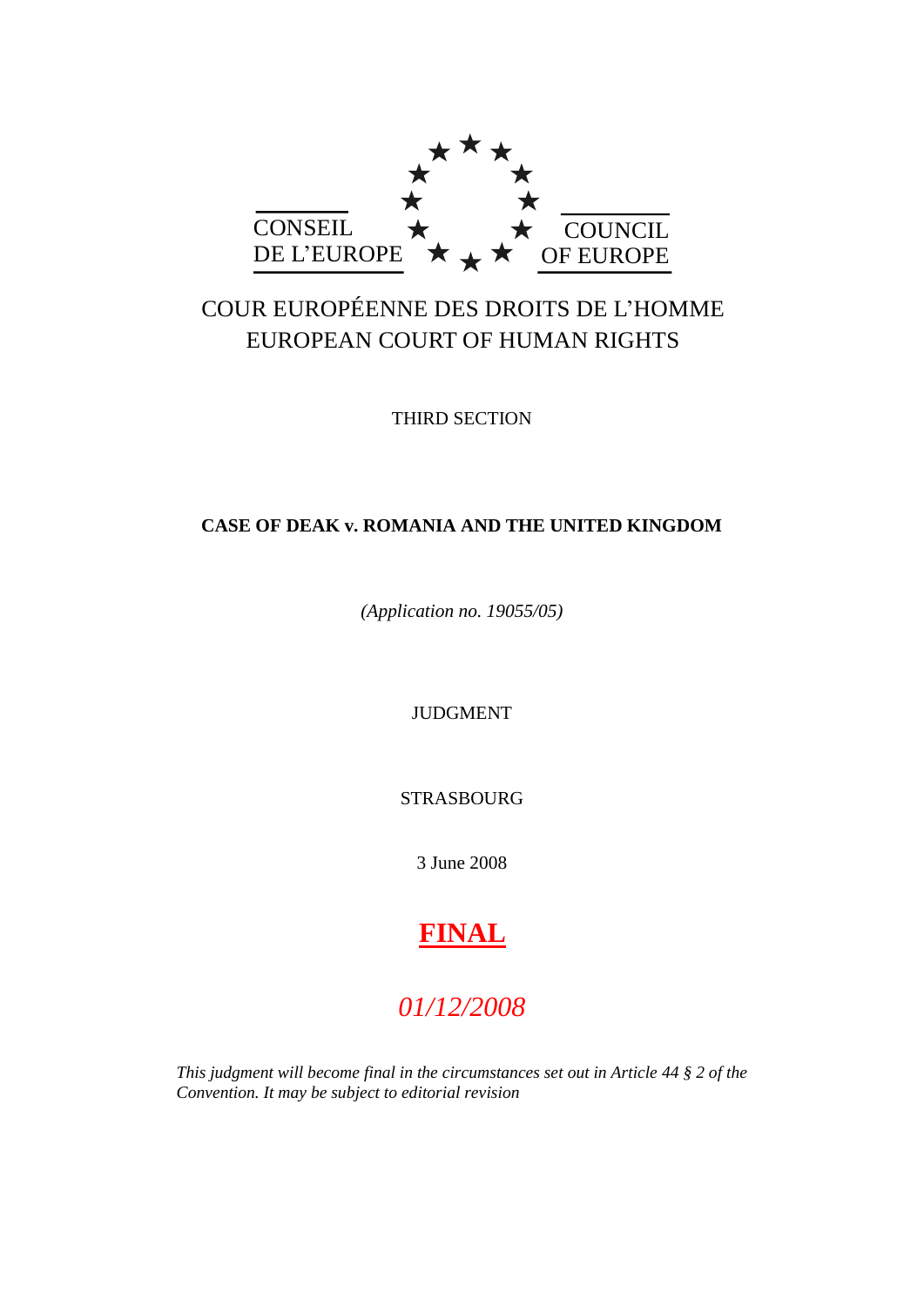CONSEIL DE L'EUROPE

COUNCIL OF EUROPE

COUR EUROPÉENNE DES DROITS DE L'HOMME
EUROPEAN COURT OF HUMAN RIGHTS

THIRD SECTION

**CASE OF DEAK v. ROMANIA AND THE UNITED KINGDOM**

*(Application no. 19055/05)*

JUDGMENT

STRASBOURG

3 June 2008

**FINAL**

*01/12/2008*

*This judgment will become final in the circumstances set out in Article 44 § 2 of the Convention. It may be subject to editorial revision*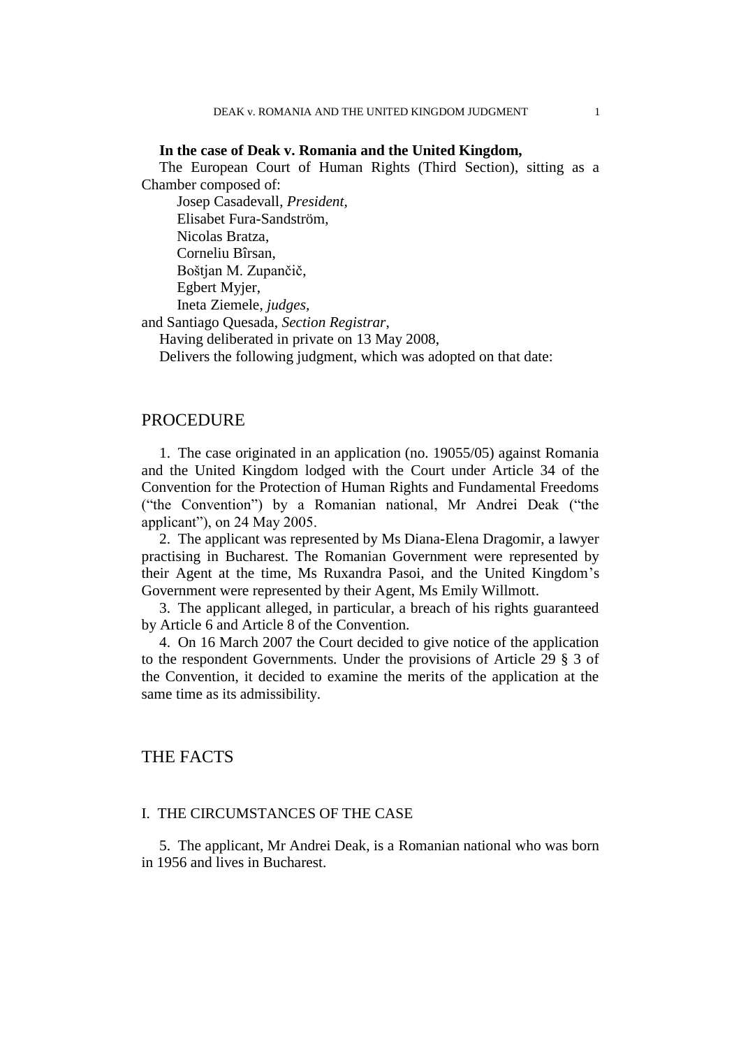**In the case of Deak v. Romania and the United Kingdom,**

The European Court of Human Rights (Third Section), sitting as a Chamber composed of:

Josep Casadevall, *President,*
Elisabet Fura-Sandström,
Nicolas Bratza,
Corneliu Bîrsan,
Boštjan M. Zupančič,
Egbert Myjer,
Ineta Ziemele, *judges,*

and Santiago Quesada, *Section Registrar*,

Having deliberated in private on 13 May 2008,

Delivers the following judgment, which was adopted on that date:

## PROCEDURE

1. The case originated in an application (no. 19055/05) against Romania and the United Kingdom lodged with the Court under Article 34 of the Convention for the Protection of Human Rights and Fundamental Freedoms ("the Convention") by a Romanian national, Mr Andrei Deak ("the applicant"), on 24 May 2005.

2. The applicant was represented by Ms Diana-Elena Dragomir, a lawyer practising in Bucharest. The Romanian Government were represented by their Agent at the time, Ms Ruxandra Pasoi, and the United Kingdom's Government were represented by their Agent, Ms Emily Willmott.

3. The applicant alleged, in particular, a breach of his rights guaranteed by Article 6 and Article 8 of the Convention.

4. On 16 March 2007 the Court decided to give notice of the application to the respondent Governments. Under the provisions of Article 29 § 3 of the Convention, it decided to examine the merits of the application at the same time as its admissibility.

## THE FACTS

### I. THE CIRCUMSTANCES OF THE CASE

5. The applicant, Mr Andrei Deak, is a Romanian national who was born in 1956 and lives in Bucharest.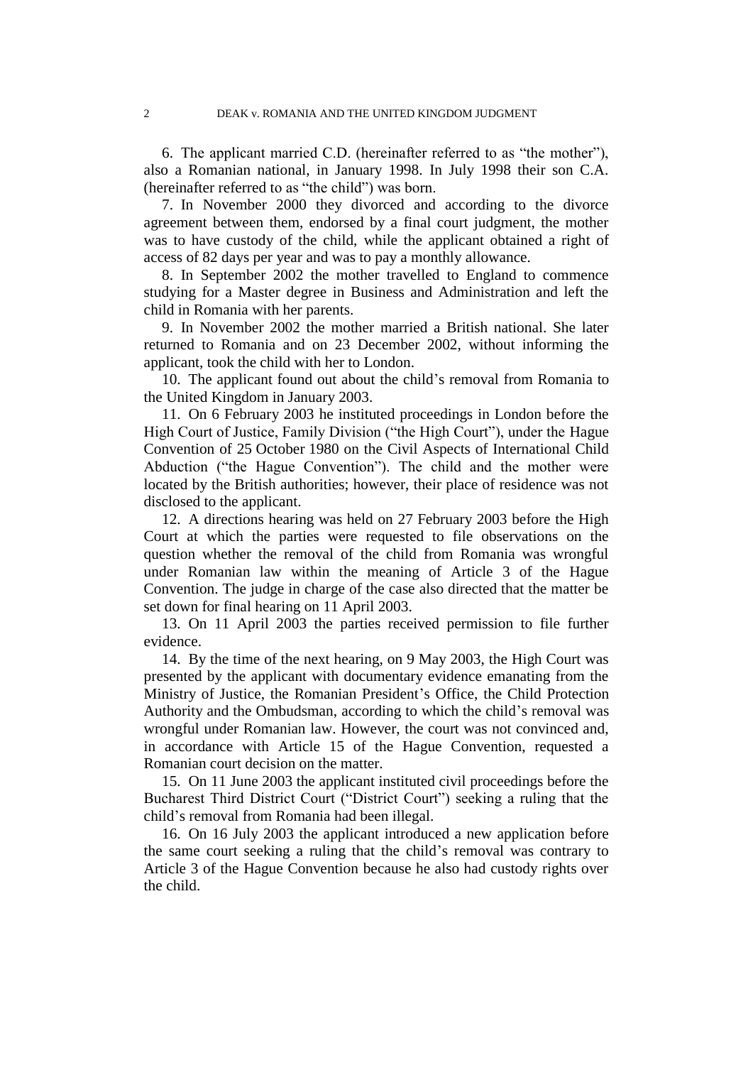6. The applicant married C.D. (hereinafter referred to as "the mother"), also a Romanian national, in January 1998. In July 1998 their son C.A. (hereinafter referred to as "the child") was born.

7. In November 2000 they divorced and according to the divorce agreement between them, endorsed by a final court judgment, the mother was to have custody of the child, while the applicant obtained a right of access of 82 days per year and was to pay a monthly allowance.

8. In September 2002 the mother travelled to England to commence studying for a Master degree in Business and Administration and left the child in Romania with her parents.

9. In November 2002 the mother married a British national. She later returned to Romania and on 23 December 2002, without informing the applicant, took the child with her to London.

10. The applicant found out about the child's removal from Romania to the United Kingdom in January 2003.

11. On 6 February 2003 he instituted proceedings in London before the High Court of Justice, Family Division ("the High Court"), under the Hague Convention of 25 October 1980 on the Civil Aspects of International Child Abduction ("the Hague Convention"). The child and the mother were located by the British authorities; however, their place of residence was not disclosed to the applicant.

12. A directions hearing was held on 27 February 2003 before the High Court at which the parties were requested to file observations on the question whether the removal of the child from Romania was wrongful under Romanian law within the meaning of Article 3 of the Hague Convention. The judge in charge of the case also directed that the matter be set down for final hearing on 11 April 2003.

13. On 11 April 2003 the parties received permission to file further evidence.

14. By the time of the next hearing, on 9 May 2003, the High Court was presented by the applicant with documentary evidence emanating from the Ministry of Justice, the Romanian President's Office, the Child Protection Authority and the Ombudsman, according to which the child's removal was wrongful under Romanian law. However, the court was not convinced and, in accordance with Article 15 of the Hague Convention, requested a Romanian court decision on the matter.

15. On 11 June 2003 the applicant instituted civil proceedings before the Bucharest Third District Court ("District Court") seeking a ruling that the child's removal from Romania had been illegal.

16. On 16 July 2003 the applicant introduced a new application before the same court seeking a ruling that the child's removal was contrary to Article 3 of the Hague Convention because he also had custody rights over the child.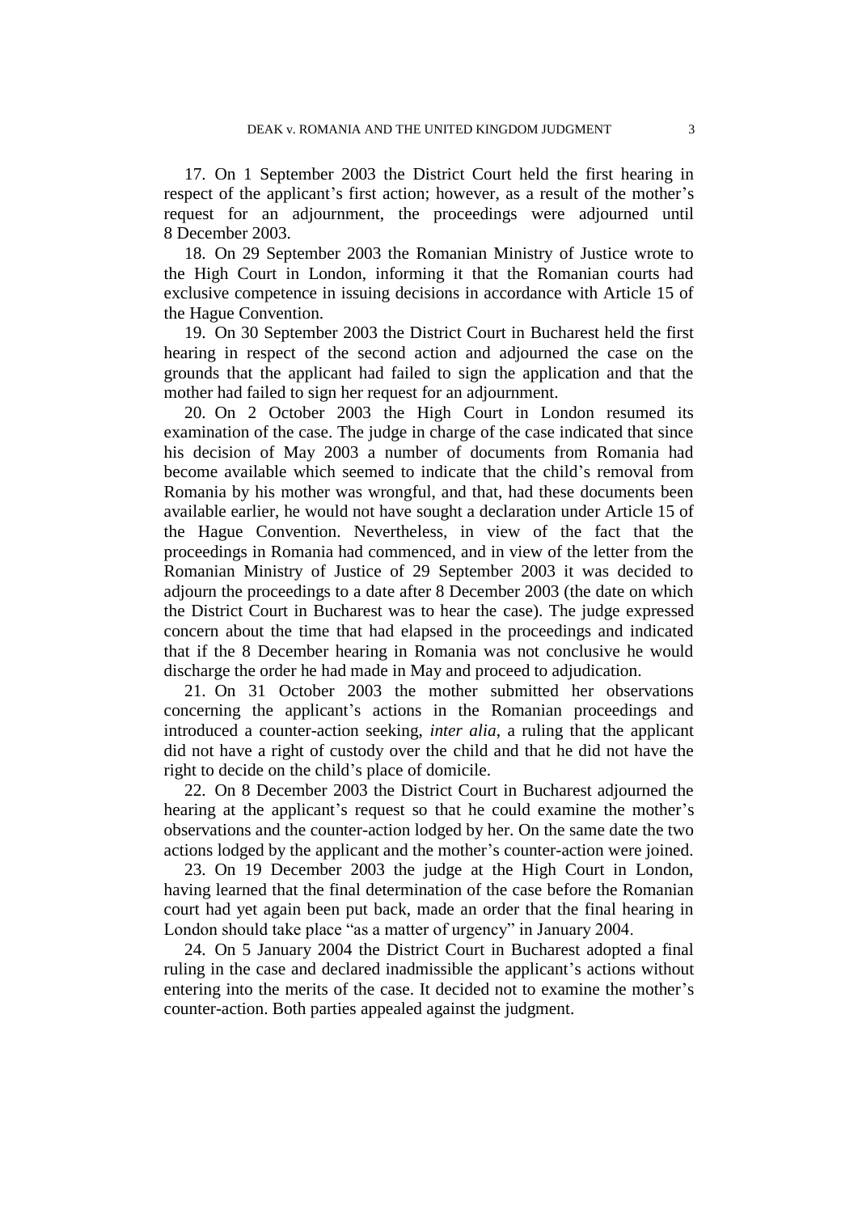17. On 1 September 2003 the District Court held the first hearing in respect of the applicant's first action; however, as a result of the mother's request for an adjournment, the proceedings were adjourned until 8 December 2003.

18. On 29 September 2003 the Romanian Ministry of Justice wrote to the High Court in London, informing it that the Romanian courts had exclusive competence in issuing decisions in accordance with Article 15 of the Hague Convention.

19. On 30 September 2003 the District Court in Bucharest held the first hearing in respect of the second action and adjourned the case on the grounds that the applicant had failed to sign the application and that the mother had failed to sign her request for an adjournment.

20. On 2 October 2003 the High Court in London resumed its examination of the case. The judge in charge of the case indicated that since his decision of May 2003 a number of documents from Romania had become available which seemed to indicate that the child's removal from Romania by his mother was wrongful, and that, had these documents been available earlier, he would not have sought a declaration under Article 15 of the Hague Convention. Nevertheless, in view of the fact that the proceedings in Romania had commenced, and in view of the letter from the Romanian Ministry of Justice of 29 September 2003 it was decided to adjourn the proceedings to a date after 8 December 2003 (the date on which the District Court in Bucharest was to hear the case). The judge expressed concern about the time that had elapsed in the proceedings and indicated that if the 8 December hearing in Romania was not conclusive he would discharge the order he had made in May and proceed to adjudication.

21. On 31 October 2003 the mother submitted her observations concerning the applicant's actions in the Romanian proceedings and introduced a counter-action seeking, *inter alia*, a ruling that the applicant did not have a right of custody over the child and that he did not have the right to decide on the child's place of domicile.

22. On 8 December 2003 the District Court in Bucharest adjourned the hearing at the applicant's request so that he could examine the mother's observations and the counter-action lodged by her. On the same date the two actions lodged by the applicant and the mother's counter-action were joined.

23. On 19 December 2003 the judge at the High Court in London, having learned that the final determination of the case before the Romanian court had yet again been put back, made an order that the final hearing in London should take place "as a matter of urgency" in January 2004.

24. On 5 January 2004 the District Court in Bucharest adopted a final ruling in the case and declared inadmissible the applicant's actions without entering into the merits of the case. It decided not to examine the mother's counter-action. Both parties appealed against the judgment.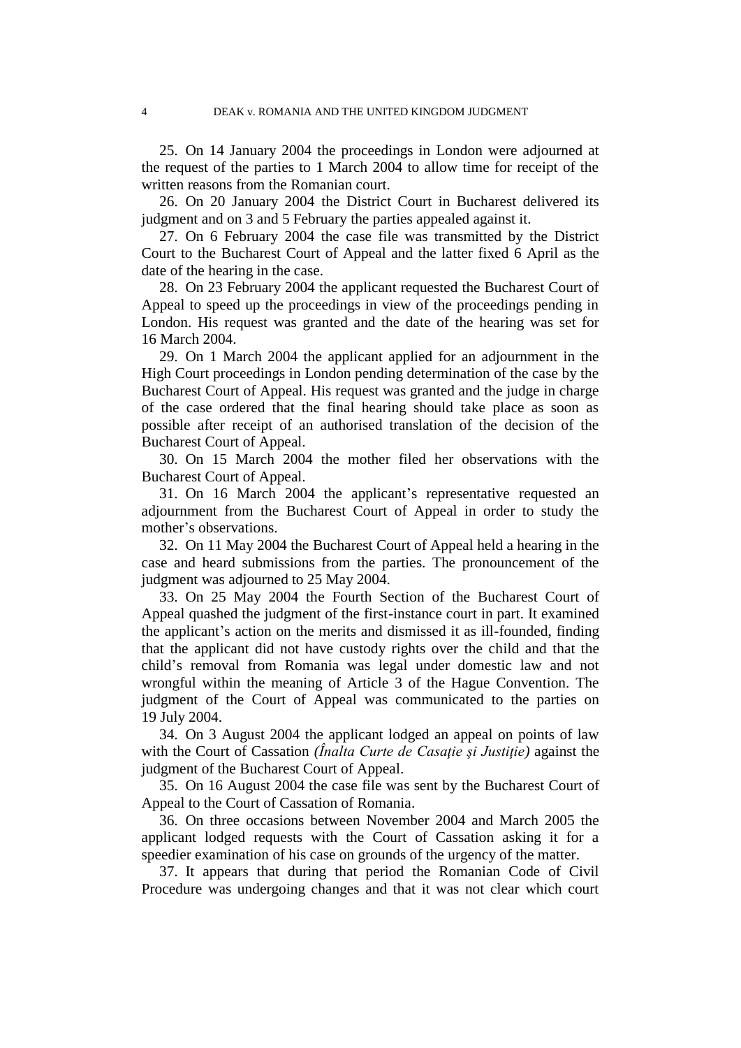25. On 14 January 2004 the proceedings in London were adjourned at the request of the parties to 1 March 2004 to allow time for receipt of the written reasons from the Romanian court.

26. On 20 January 2004 the District Court in Bucharest delivered its judgment and on 3 and 5 February the parties appealed against it.

27. On 6 February 2004 the case file was transmitted by the District Court to the Bucharest Court of Appeal and the latter fixed 6 April as the date of the hearing in the case.

28. On 23 February 2004 the applicant requested the Bucharest Court of Appeal to speed up the proceedings in view of the proceedings pending in London. His request was granted and the date of the hearing was set for 16 March 2004.

29. On 1 March 2004 the applicant applied for an adjournment in the High Court proceedings in London pending determination of the case by the Bucharest Court of Appeal. His request was granted and the judge in charge of the case ordered that the final hearing should take place as soon as possible after receipt of an authorised translation of the decision of the Bucharest Court of Appeal.

30. On 15 March 2004 the mother filed her observations with the Bucharest Court of Appeal.

31. On 16 March 2004 the applicant's representative requested an adjournment from the Bucharest Court of Appeal in order to study the mother's observations.

32. On 11 May 2004 the Bucharest Court of Appeal held a hearing in the case and heard submissions from the parties. The pronouncement of the judgment was adjourned to 25 May 2004.

33. On 25 May 2004 the Fourth Section of the Bucharest Court of Appeal quashed the judgment of the first-instance court in part. It examined the applicant's action on the merits and dismissed it as ill-founded, finding that the applicant did not have custody rights over the child and that the child's removal from Romania was legal under domestic law and not wrongful within the meaning of Article 3 of the Hague Convention. The judgment of the Court of Appeal was communicated to the parties on 19 July 2004.

34. On 3 August 2004 the applicant lodged an appeal on points of law with the Court of Cassation *(Înalta Curte de Casaţie şi Justiţie)* against the judgment of the Bucharest Court of Appeal.

35. On 16 August 2004 the case file was sent by the Bucharest Court of Appeal to the Court of Cassation of Romania.

36. On three occasions between November 2004 and March 2005 the applicant lodged requests with the Court of Cassation asking it for a speedier examination of his case on grounds of the urgency of the matter.

37. It appears that during that period the Romanian Code of Civil Procedure was undergoing changes and that it was not clear which court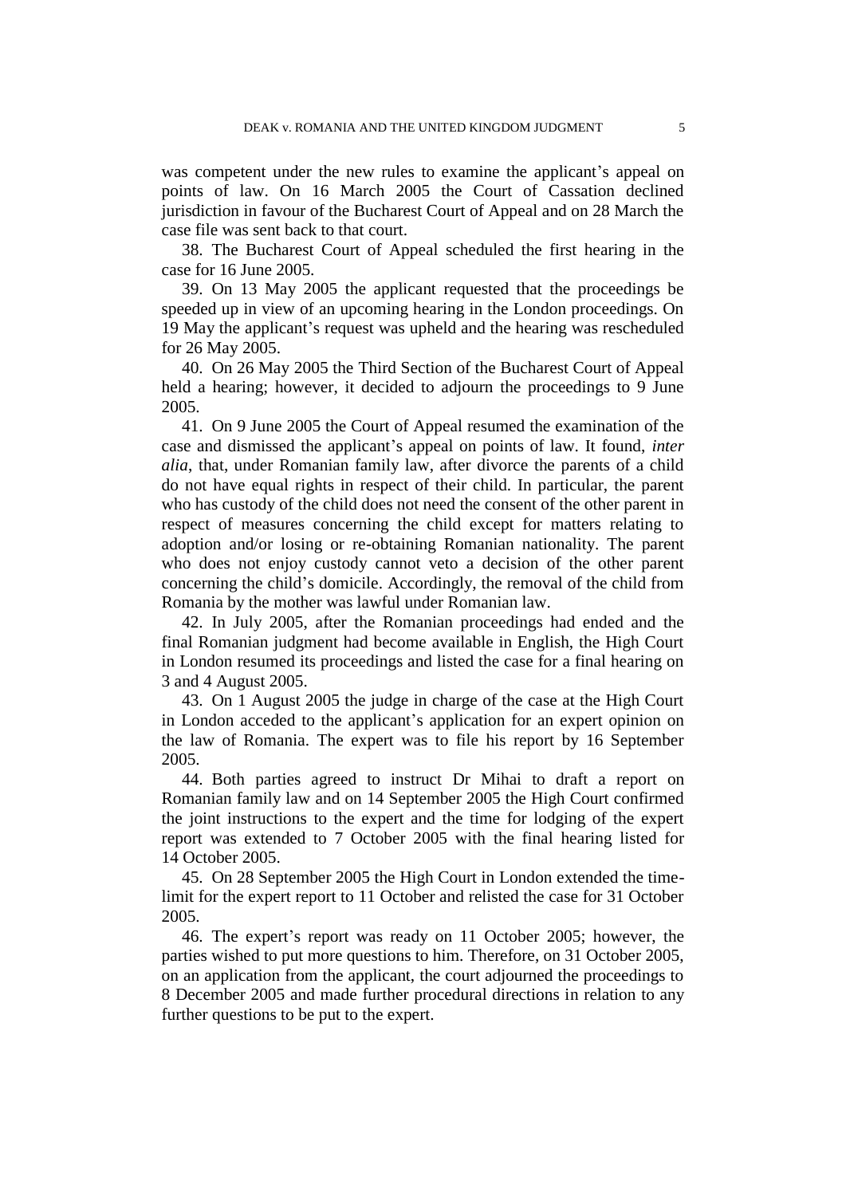was competent under the new rules to examine the applicant's appeal on points of law. On 16 March 2005 the Court of Cassation declined jurisdiction in favour of the Bucharest Court of Appeal and on 28 March the case file was sent back to that court.

38. The Bucharest Court of Appeal scheduled the first hearing in the case for 16 June 2005.

39. On 13 May 2005 the applicant requested that the proceedings be speeded up in view of an upcoming hearing in the London proceedings. On 19 May the applicant's request was upheld and the hearing was rescheduled for 26 May 2005.

40. On 26 May 2005 the Third Section of the Bucharest Court of Appeal held a hearing; however, it decided to adjourn the proceedings to 9 June 2005.

41. On 9 June 2005 the Court of Appeal resumed the examination of the case and dismissed the applicant's appeal on points of law. It found, *inter alia*, that, under Romanian family law, after divorce the parents of a child do not have equal rights in respect of their child. In particular, the parent who has custody of the child does not need the consent of the other parent in respect of measures concerning the child except for matters relating to adoption and/or losing or re-obtaining Romanian nationality. The parent who does not enjoy custody cannot veto a decision of the other parent concerning the child's domicile. Accordingly, the removal of the child from Romania by the mother was lawful under Romanian law.

42. In July 2005, after the Romanian proceedings had ended and the final Romanian judgment had become available in English, the High Court in London resumed its proceedings and listed the case for a final hearing on 3 and 4 August 2005.

43. On 1 August 2005 the judge in charge of the case at the High Court in London acceded to the applicant's application for an expert opinion on the law of Romania. The expert was to file his report by 16 September 2005.

44. Both parties agreed to instruct Dr Mihai to draft a report on Romanian family law and on 14 September 2005 the High Court confirmed the joint instructions to the expert and the time for lodging of the expert report was extended to 7 October 2005 with the final hearing listed for 14 October 2005.

45. On 28 September 2005 the High Court in London extended the time-limit for the expert report to 11 October and relisted the case for 31 October 2005.

46. The expert's report was ready on 11 October 2005; however, the parties wished to put more questions to him. Therefore, on 31 October 2005, on an application from the applicant, the court adjourned the proceedings to 8 December 2005 and made further procedural directions in relation to any further questions to be put to the expert.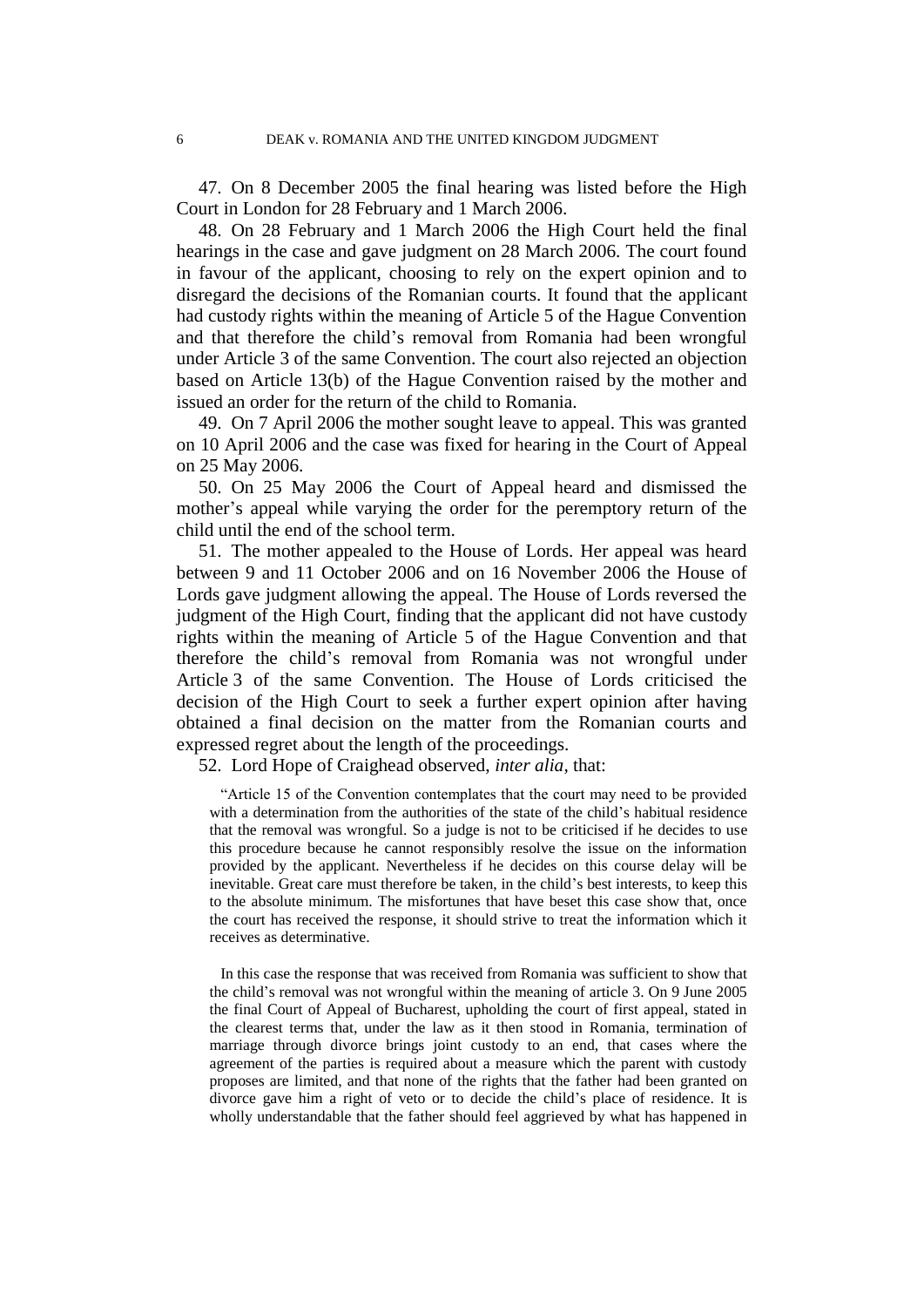47. On 8 December 2005 the final hearing was listed before the High Court in London for 28 February and 1 March 2006.

48. On 28 February and 1 March 2006 the High Court held the final hearings in the case and gave judgment on 28 March 2006. The court found in favour of the applicant, choosing to rely on the expert opinion and to disregard the decisions of the Romanian courts. It found that the applicant had custody rights within the meaning of Article 5 of the Hague Convention and that therefore the child's removal from Romania had been wrongful under Article 3 of the same Convention. The court also rejected an objection based on Article 13(b) of the Hague Convention raised by the mother and issued an order for the return of the child to Romania.

49. On 7 April 2006 the mother sought leave to appeal. This was granted on 10 April 2006 and the case was fixed for hearing in the Court of Appeal on 25 May 2006.

50. On 25 May 2006 the Court of Appeal heard and dismissed the mother's appeal while varying the order for the peremptory return of the child until the end of the school term.

51. The mother appealed to the House of Lords. Her appeal was heard between 9 and 11 October 2006 and on 16 November 2006 the House of Lords gave judgment allowing the appeal. The House of Lords reversed the judgment of the High Court, finding that the applicant did not have custody rights within the meaning of Article 5 of the Hague Convention and that therefore the child's removal from Romania was not wrongful under Article 3 of the same Convention. The House of Lords criticised the decision of the High Court to seek a further expert opinion after having obtained a final decision on the matter from the Romanian courts and expressed regret about the length of the proceedings.

52. Lord Hope of Craighead observed, *inter alia*, that:

> "Article 15 of the Convention contemplates that the court may need to be provided with a determination from the authorities of the state of the child's habitual residence that the removal was wrongful. So a judge is not to be criticised if he decides to use this procedure because he cannot responsibly resolve the issue on the information provided by the applicant. Nevertheless if he decides on this course delay will be inevitable. Great care must therefore be taken, in the child's best interests, to keep this to the absolute minimum. The misfortunes that have beset this case show that, once the court has received the response, it should strive to treat the information which it receives as determinative.
>
> In this case the response that was received from Romania was sufficient to show that the child's removal was not wrongful within the meaning of article 3. On 9 June 2005 the final Court of Appeal of Bucharest, upholding the court of first appeal, stated in the clearest terms that, under the law as it then stood in Romania, termination of marriage through divorce brings joint custody to an end, that cases where the agreement of the parties is required about a measure which the parent with custody proposes are limited, and that none of the rights that the father had been granted on divorce gave him a right of veto or to decide the child's place of residence. It is wholly understandable that the father should feel aggrieved by what has happened in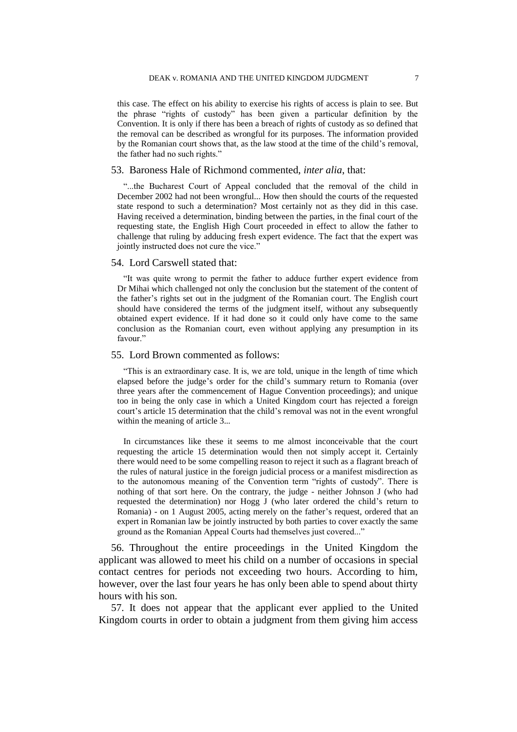this case. The effect on his ability to exercise his rights of access is plain to see. But the phrase "rights of custody" has been given a particular definition by the Convention. It is only if there has been a breach of rights of custody as so defined that the removal can be described as wrongful for its purposes. The information provided by the Romanian court shows that, as the law stood at the time of the child's removal, the father had no such rights."

53. Baroness Hale of Richmond commented, *inter alia*, that:

"...the Bucharest Court of Appeal concluded that the removal of the child in December 2002 had not been wrongful... How then should the courts of the requested state respond to such a determination? Most certainly not as they did in this case. Having received a determination, binding between the parties, in the final court of the requesting state, the English High Court proceeded in effect to allow the father to challenge that ruling by adducing fresh expert evidence. The fact that the expert was jointly instructed does not cure the vice."

54. Lord Carswell stated that:

"It was quite wrong to permit the father to adduce further expert evidence from Dr Mihai which challenged not only the conclusion but the statement of the content of the father's rights set out in the judgment of the Romanian court. The English court should have considered the terms of the judgment itself, without any subsequently obtained expert evidence. If it had done so it could only have come to the same conclusion as the Romanian court, even without applying any presumption in its favour."

55. Lord Brown commented as follows:

"This is an extraordinary case. It is, we are told, unique in the length of time which elapsed before the judge's order for the child's summary return to Romania (over three years after the commencement of Hague Convention proceedings); and unique too in being the only case in which a United Kingdom court has rejected a foreign court's article 15 determination that the child's removal was not in the event wrongful within the meaning of article 3...

In circumstances like these it seems to me almost inconceivable that the court requesting the article 15 determination would then not simply accept it. Certainly there would need to be some compelling reason to reject it such as a flagrant breach of the rules of natural justice in the foreign judicial process or a manifest misdirection as to the autonomous meaning of the Convention term "rights of custody". There is nothing of that sort here. On the contrary, the judge - neither Johnson J (who had requested the determination) nor Hogg J (who later ordered the child's return to Romania) - on 1 August 2005, acting merely on the father's request, ordered that an expert in Romanian law be jointly instructed by both parties to cover exactly the same ground as the Romanian Appeal Courts had themselves just covered..."

56. Throughout the entire proceedings in the United Kingdom the applicant was allowed to meet his child on a number of occasions in special contact centres for periods not exceeding two hours. According to him, however, over the last four years he has only been able to spend about thirty hours with his son.

57. It does not appear that the applicant ever applied to the United Kingdom courts in order to obtain a judgment from them giving him access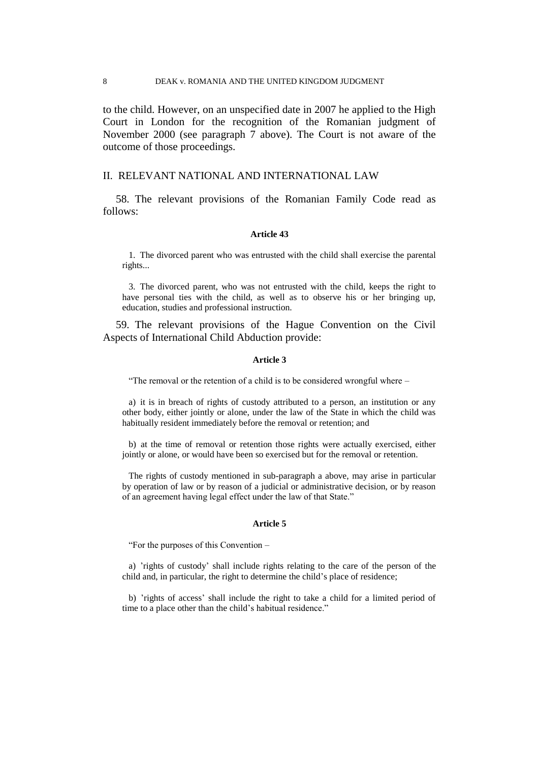to the child. However, on an unspecified date in 2007 he applied to the High Court in London for the recognition of the Romanian judgment of November 2000 (see paragraph 7 above). The Court is not aware of the outcome of those proceedings.

## II. RELEVANT NATIONAL AND INTERNATIONAL LAW

58. The relevant provisions of the Romanian Family Code read as follows:

**Article 43**

1. The divorced parent who was entrusted with the child shall exercise the parental rights...

3. The divorced parent, who was not entrusted with the child, keeps the right to have personal ties with the child, as well as to observe his or her bringing up, education, studies and professional instruction.

59. The relevant provisions of the Hague Convention on the Civil Aspects of International Child Abduction provide:

**Article 3**

"The removal or the retention of a child is to be considered wrongful where –

a) it is in breach of rights of custody attributed to a person, an institution or any other body, either jointly or alone, under the law of the State in which the child was habitually resident immediately before the removal or retention; and

b) at the time of removal or retention those rights were actually exercised, either jointly or alone, or would have been so exercised but for the removal or retention.

The rights of custody mentioned in sub-paragraph a above, may arise in particular by operation of law or by reason of a judicial or administrative decision, or by reason of an agreement having legal effect under the law of that State."

**Article 5**

"For the purposes of this Convention –

a) 'rights of custody' shall include rights relating to the care of the person of the child and, in particular, the right to determine the child's place of residence;

b) 'rights of access' shall include the right to take a child for a limited period of time to a place other than the child's habitual residence."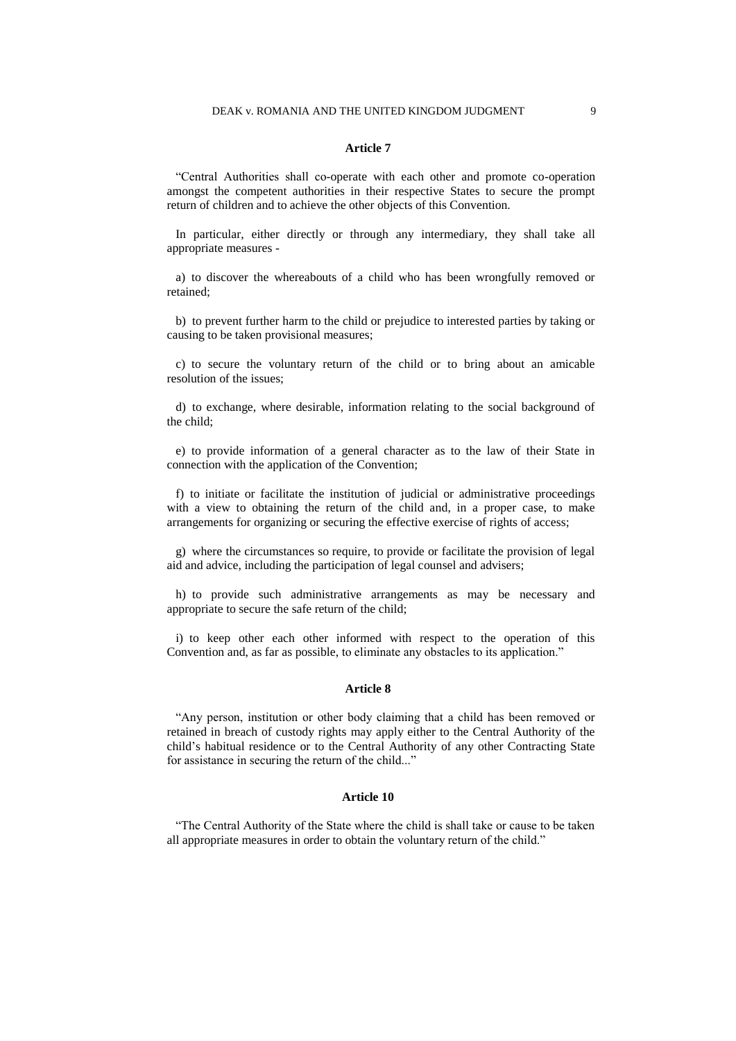#### Article 7

"Central Authorities shall co-operate with each other and promote co-operation amongst the competent authorities in their respective States to secure the prompt return of children and to achieve the other objects of this Convention.

In particular, either directly or through any intermediary, they shall take all appropriate measures -

a) to discover the whereabouts of a child who has been wrongfully removed or retained;

b) to prevent further harm to the child or prejudice to interested parties by taking or causing to be taken provisional measures;

c) to secure the voluntary return of the child or to bring about an amicable resolution of the issues;

d) to exchange, where desirable, information relating to the social background of the child;

e) to provide information of a general character as to the law of their State in connection with the application of the Convention;

f) to initiate or facilitate the institution of judicial or administrative proceedings with a view to obtaining the return of the child and, in a proper case, to make arrangements for organizing or securing the effective exercise of rights of access;

g) where the circumstances so require, to provide or facilitate the provision of legal aid and advice, including the participation of legal counsel and advisers;

h) to provide such administrative arrangements as may be necessary and appropriate to secure the safe return of the child;

i) to keep other each other informed with respect to the operation of this Convention and, as far as possible, to eliminate any obstacles to its application."

#### Article 8

"Any person, institution or other body claiming that a child has been removed or retained in breach of custody rights may apply either to the Central Authority of the child's habitual residence or to the Central Authority of any other Contracting State for assistance in securing the return of the child..."

#### Article 10

"The Central Authority of the State where the child is shall take or cause to be taken all appropriate measures in order to obtain the voluntary return of the child."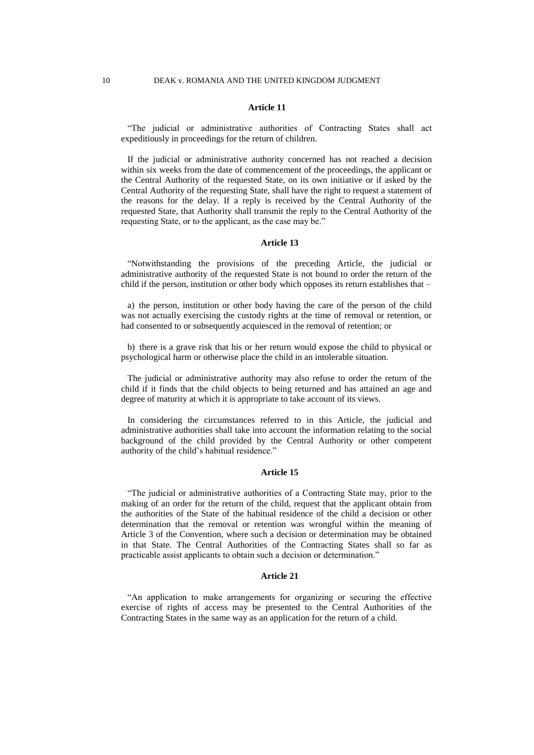#### Article 11

"The judicial or administrative authorities of Contracting States shall act expeditiously in proceedings for the return of children.

If the judicial or administrative authority concerned has not reached a decision within six weeks from the date of commencement of the proceedings, the applicant or the Central Authority of the requested State, on its own initiative or if asked by the Central Authority of the requesting State, shall have the right to request a statement of the reasons for the delay. If a reply is received by the Central Authority of the requested State, that Authority shall transmit the reply to the Central Authority of the requesting State, or to the applicant, as the case may be."

#### Article 13

"Notwithstanding the provisions of the preceding Article, the judicial or administrative authority of the requested State is not bound to order the return of the child if the person, institution or other body which opposes its return establishes that –

a) the person, institution or other body having the care of the person of the child was not actually exercising the custody rights at the time of removal or retention, or had consented to or subsequently acquiesced in the removal of retention; or

b) there is a grave risk that his or her return would expose the child to physical or psychological harm or otherwise place the child in an intolerable situation.

The judicial or administrative authority may also refuse to order the return of the child if it finds that the child objects to being returned and has attained an age and degree of maturity at which it is appropriate to take account of its views.

In considering the circumstances referred to in this Article, the judicial and administrative authorities shall take into account the information relating to the social background of the child provided by the Central Authority or other competent authority of the child's habitual residence."

#### Article 15

"The judicial or administrative authorities of a Contracting State may, prior to the making of an order for the return of the child, request that the applicant obtain from the authorities of the State of the habitual residence of the child a decision or other determination that the removal or retention was wrongful within the meaning of Article 3 of the Convention, where such a decision or determination may be obtained in that State. The Central Authorities of the Contracting States shall so far as practicable assist applicants to obtain such a decision or determination."

#### Article 21

"An application to make arrangements for organizing or securing the effective exercise of rights of access may be presented to the Central Authorities of the Contracting States in the same way as an application for the return of a child.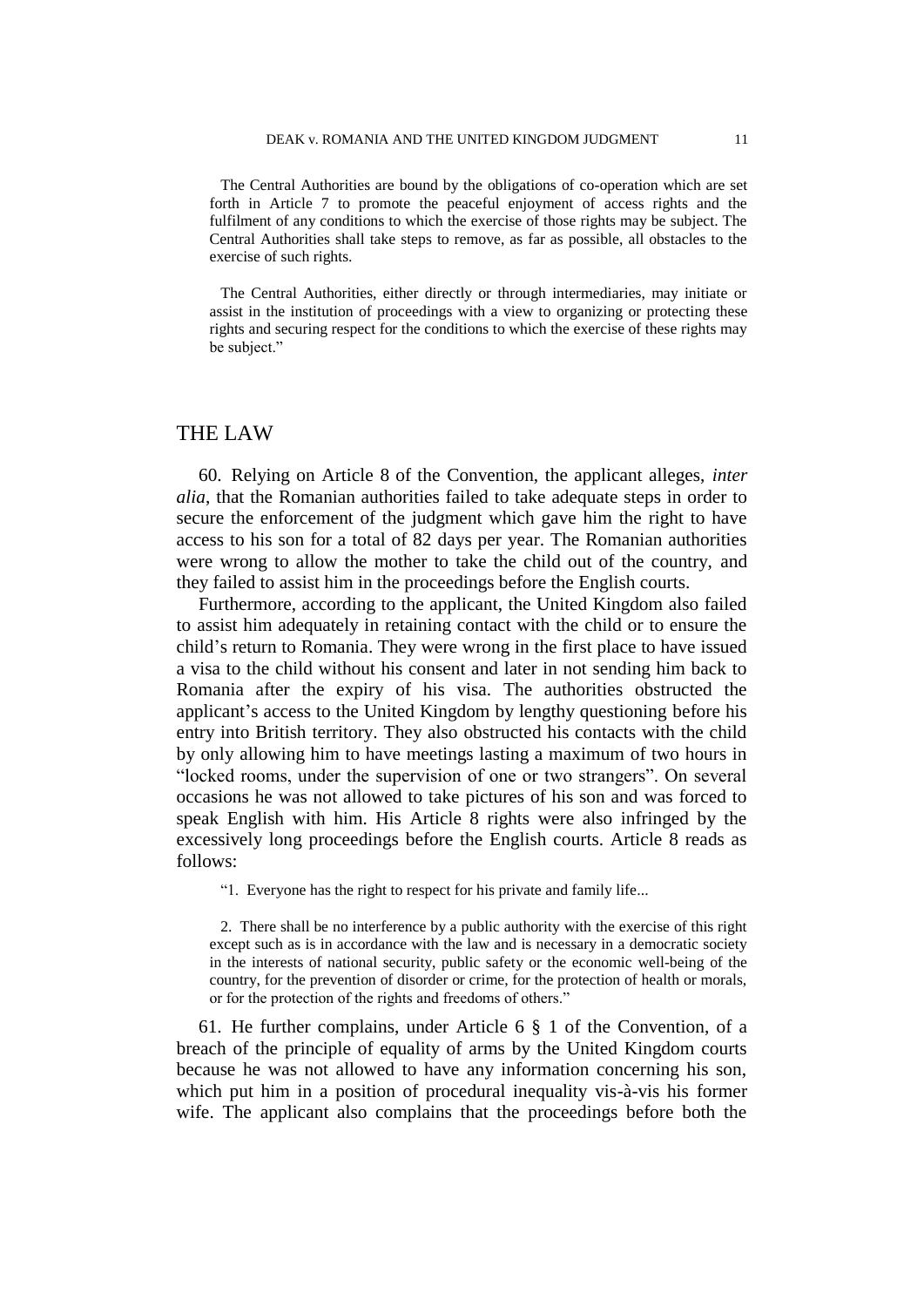The Central Authorities are bound by the obligations of co-operation which are set forth in Article 7 to promote the peaceful enjoyment of access rights and the fulfilment of any conditions to which the exercise of those rights may be subject. The Central Authorities shall take steps to remove, as far as possible, all obstacles to the exercise of such rights.

The Central Authorities, either directly or through intermediaries, may initiate or assist in the institution of proceedings with a view to organizing or protecting these rights and securing respect for the conditions to which the exercise of these rights may be subject."

# THE LAW

60. Relying on Article 8 of the Convention, the applicant alleges, *inter alia*, that the Romanian authorities failed to take adequate steps in order to secure the enforcement of the judgment which gave him the right to have access to his son for a total of 82 days per year. The Romanian authorities were wrong to allow the mother to take the child out of the country, and they failed to assist him in the proceedings before the English courts.

Furthermore, according to the applicant, the United Kingdom also failed to assist him adequately in retaining contact with the child or to ensure the child's return to Romania. They were wrong in the first place to have issued a visa to the child without his consent and later in not sending him back to Romania after the expiry of his visa. The authorities obstructed the applicant's access to the United Kingdom by lengthy questioning before his entry into British territory. They also obstructed his contacts with the child by only allowing him to have meetings lasting a maximum of two hours in "locked rooms, under the supervision of one or two strangers". On several occasions he was not allowed to take pictures of his son and was forced to speak English with him. His Article 8 rights were also infringed by the excessively long proceedings before the English courts. Article 8 reads as follows:

> "1. Everyone has the right to respect for his private and family life...
>
> 2. There shall be no interference by a public authority with the exercise of this right except such as is in accordance with the law and is necessary in a democratic society in the interests of national security, public safety or the economic well-being of the country, for the prevention of disorder or crime, for the protection of health or morals, or for the protection of the rights and freedoms of others."

61. He further complains, under Article 6 § 1 of the Convention, of a breach of the principle of equality of arms by the United Kingdom courts because he was not allowed to have any information concerning his son, which put him in a position of procedural inequality vis-à-vis his former wife. The applicant also complains that the proceedings before both the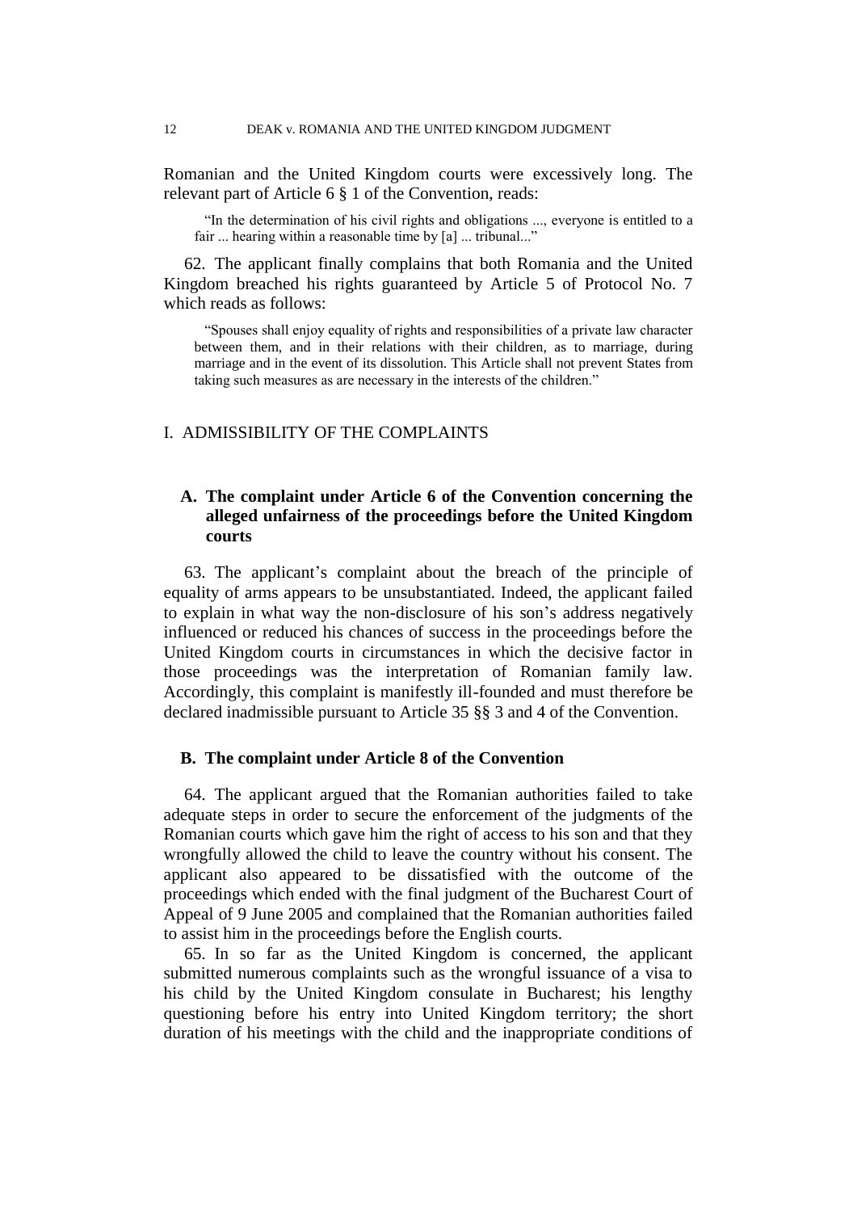Romanian and the United Kingdom courts were excessively long. The relevant part of Article 6 § 1 of the Convention, reads:

> "In the determination of his civil rights and obligations ..., everyone is entitled to a fair ... hearing within a reasonable time by [a] ... tribunal..."

62. The applicant finally complains that both Romania and the United Kingdom breached his rights guaranteed by Article 5 of Protocol No. 7 which reads as follows:

> "Spouses shall enjoy equality of rights and responsibilities of a private law character between them, and in their relations with their children, as to marriage, during marriage and in the event of its dissolution. This Article shall not prevent States from taking such measures as are necessary in the interests of the children."

## I. ADMISSIBILITY OF THE COMPLAINTS

### A. The complaint under Article 6 of the Convention concerning the alleged unfairness of the proceedings before the United Kingdom courts

63. The applicant's complaint about the breach of the principle of equality of arms appears to be unsubstantiated. Indeed, the applicant failed to explain in what way the non-disclosure of his son's address negatively influenced or reduced his chances of success in the proceedings before the United Kingdom courts in circumstances in which the decisive factor in those proceedings was the interpretation of Romanian family law. Accordingly, this complaint is manifestly ill-founded and must therefore be declared inadmissible pursuant to Article 35 §§ 3 and 4 of the Convention.

### B. The complaint under Article 8 of the Convention

64. The applicant argued that the Romanian authorities failed to take adequate steps in order to secure the enforcement of the judgments of the Romanian courts which gave him the right of access to his son and that they wrongfully allowed the child to leave the country without his consent. The applicant also appeared to be dissatisfied with the outcome of the proceedings which ended with the final judgment of the Bucharest Court of Appeal of 9 June 2005 and complained that the Romanian authorities failed to assist him in the proceedings before the English courts.

65. In so far as the United Kingdom is concerned, the applicant submitted numerous complaints such as the wrongful issuance of a visa to his child by the United Kingdom consulate in Bucharest; his lengthy questioning before his entry into United Kingdom territory; the short duration of his meetings with the child and the inappropriate conditions of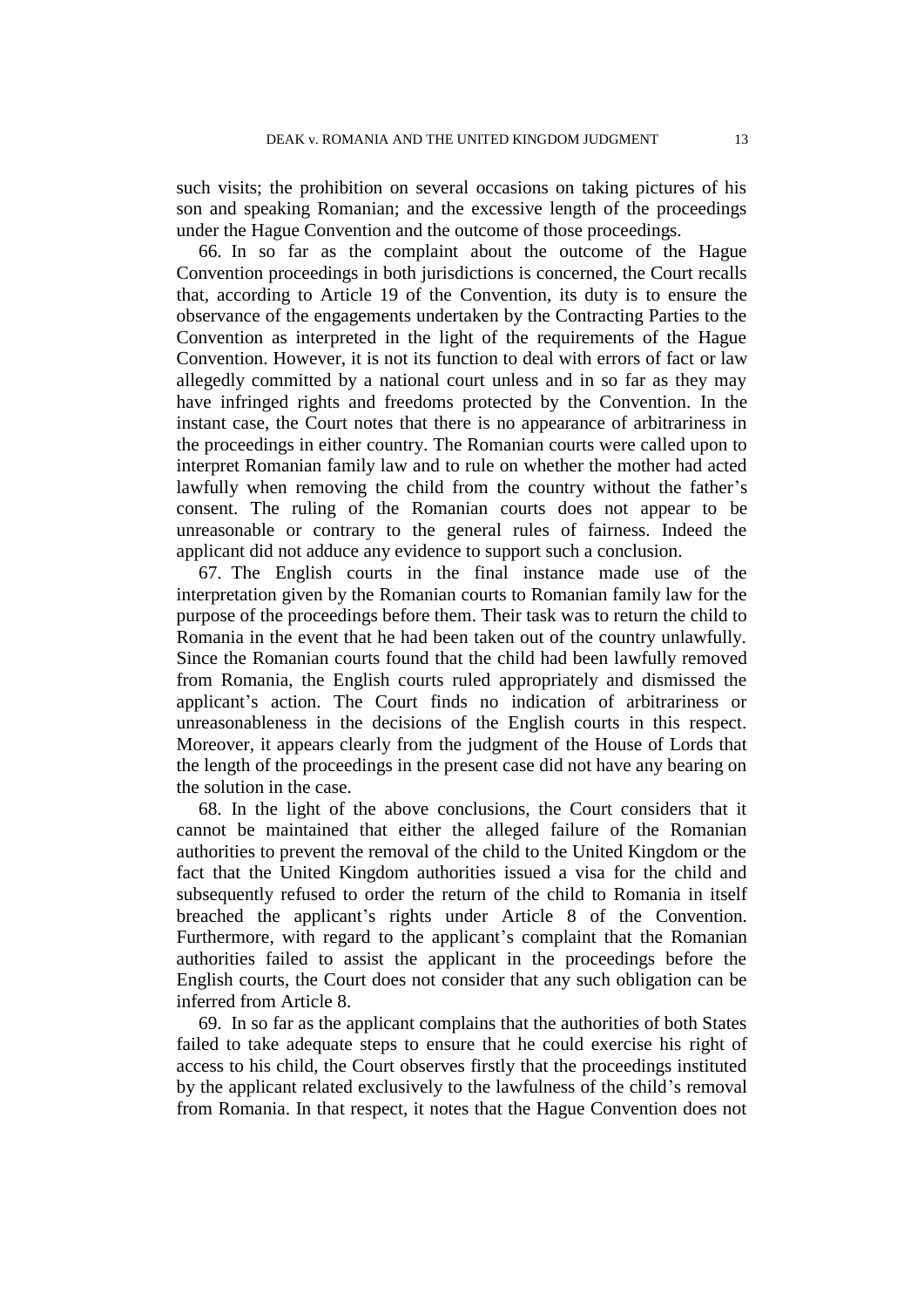such visits; the prohibition on several occasions on taking pictures of his son and speaking Romanian; and the excessive length of the proceedings under the Hague Convention and the outcome of those proceedings.

66. In so far as the complaint about the outcome of the Hague Convention proceedings in both jurisdictions is concerned, the Court recalls that, according to Article 19 of the Convention, its duty is to ensure the observance of the engagements undertaken by the Contracting Parties to the Convention as interpreted in the light of the requirements of the Hague Convention. However, it is not its function to deal with errors of fact or law allegedly committed by a national court unless and in so far as they may have infringed rights and freedoms protected by the Convention. In the instant case, the Court notes that there is no appearance of arbitrariness in the proceedings in either country. The Romanian courts were called upon to interpret Romanian family law and to rule on whether the mother had acted lawfully when removing the child from the country without the father's consent. The ruling of the Romanian courts does not appear to be unreasonable or contrary to the general rules of fairness. Indeed the applicant did not adduce any evidence to support such a conclusion.

67. The English courts in the final instance made use of the interpretation given by the Romanian courts to Romanian family law for the purpose of the proceedings before them. Their task was to return the child to Romania in the event that he had been taken out of the country unlawfully. Since the Romanian courts found that the child had been lawfully removed from Romania, the English courts ruled appropriately and dismissed the applicant's action. The Court finds no indication of arbitrariness or unreasonableness in the decisions of the English courts in this respect. Moreover, it appears clearly from the judgment of the House of Lords that the length of the proceedings in the present case did not have any bearing on the solution in the case.

68. In the light of the above conclusions, the Court considers that it cannot be maintained that either the alleged failure of the Romanian authorities to prevent the removal of the child to the United Kingdom or the fact that the United Kingdom authorities issued a visa for the child and subsequently refused to order the return of the child to Romania in itself breached the applicant's rights under Article 8 of the Convention. Furthermore, with regard to the applicant's complaint that the Romanian authorities failed to assist the applicant in the proceedings before the English courts, the Court does not consider that any such obligation can be inferred from Article 8.

69. In so far as the applicant complains that the authorities of both States failed to take adequate steps to ensure that he could exercise his right of access to his child, the Court observes firstly that the proceedings instituted by the applicant related exclusively to the lawfulness of the child's removal from Romania. In that respect, it notes that the Hague Convention does not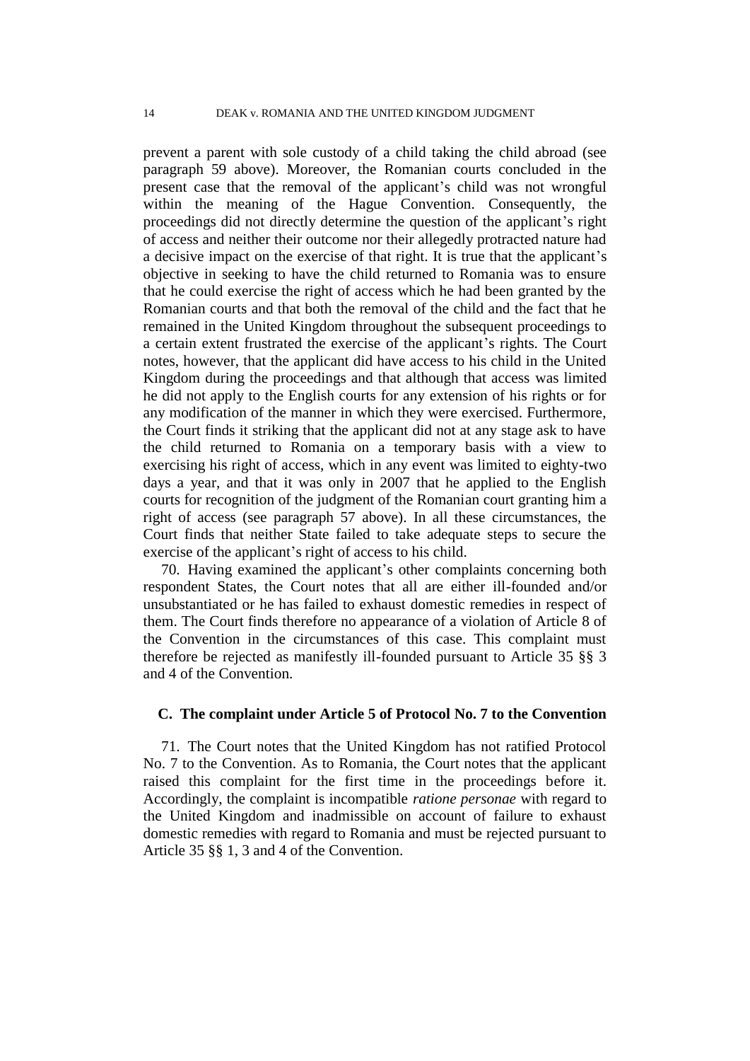prevent a parent with sole custody of a child taking the child abroad (see paragraph 59 above). Moreover, the Romanian courts concluded in the present case that the removal of the applicant's child was not wrongful within the meaning of the Hague Convention. Consequently, the proceedings did not directly determine the question of the applicant's right of access and neither their outcome nor their allegedly protracted nature had a decisive impact on the exercise of that right. It is true that the applicant's objective in seeking to have the child returned to Romania was to ensure that he could exercise the right of access which he had been granted by the Romanian courts and that both the removal of the child and the fact that he remained in the United Kingdom throughout the subsequent proceedings to a certain extent frustrated the exercise of the applicant's rights. The Court notes, however, that the applicant did have access to his child in the United Kingdom during the proceedings and that although that access was limited he did not apply to the English courts for any extension of his rights or for any modification of the manner in which they were exercised. Furthermore, the Court finds it striking that the applicant did not at any stage ask to have the child returned to Romania on a temporary basis with a view to exercising his right of access, which in any event was limited to eighty-two days a year, and that it was only in 2007 that he applied to the English courts for recognition of the judgment of the Romanian court granting him a right of access (see paragraph 57 above). In all these circumstances, the Court finds that neither State failed to take adequate steps to secure the exercise of the applicant's right of access to his child.

70. Having examined the applicant's other complaints concerning both respondent States, the Court notes that all are either ill-founded and/or unsubstantiated or he has failed to exhaust domestic remedies in respect of them. The Court finds therefore no appearance of a violation of Article 8 of the Convention in the circumstances of this case. This complaint must therefore be rejected as manifestly ill-founded pursuant to Article 35 §§ 3 and 4 of the Convention.

### C. The complaint under Article 5 of Protocol No. 7 to the Convention

71. The Court notes that the United Kingdom has not ratified Protocol No. 7 to the Convention. As to Romania, the Court notes that the applicant raised this complaint for the first time in the proceedings before it. Accordingly, the complaint is incompatible *ratione personae* with regard to the United Kingdom and inadmissible on account of failure to exhaust domestic remedies with regard to Romania and must be rejected pursuant to Article 35 §§ 1, 3 and 4 of the Convention.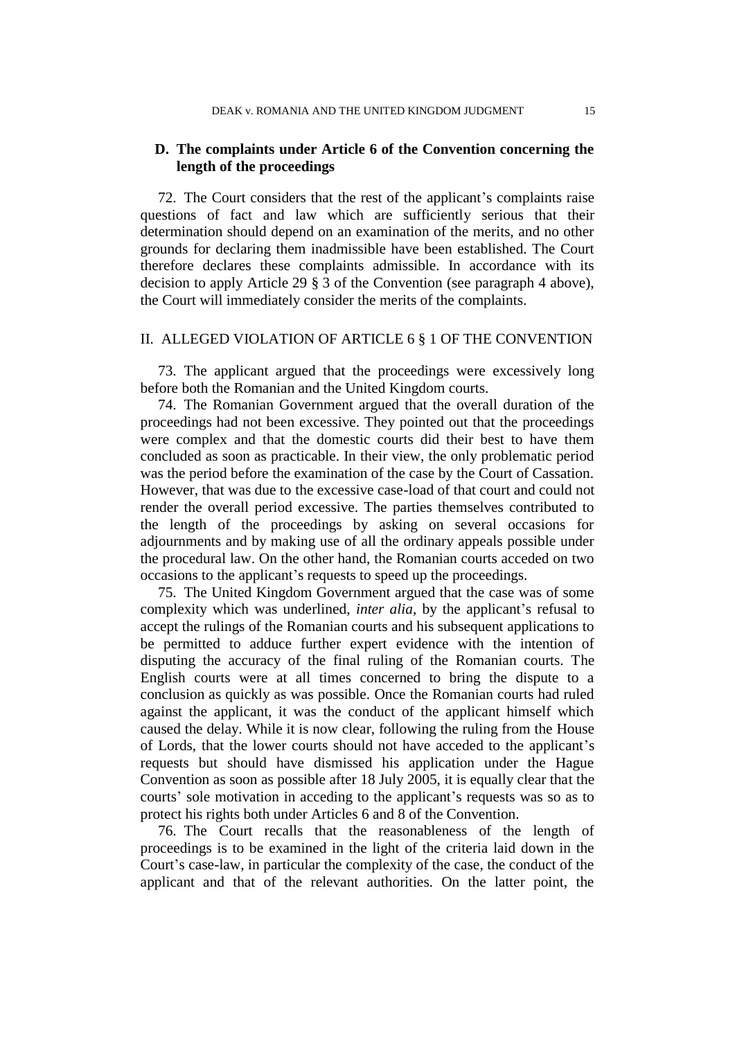### D. The complaints under Article 6 of the Convention concerning the length of the proceedings

72. The Court considers that the rest of the applicant's complaints raise questions of fact and law which are sufficiently serious that their determination should depend on an examination of the merits, and no other grounds for declaring them inadmissible have been established. The Court therefore declares these complaints admissible. In accordance with its decision to apply Article 29 § 3 of the Convention (see paragraph 4 above), the Court will immediately consider the merits of the complaints.

## II. ALLEGED VIOLATION OF ARTICLE 6 § 1 OF THE CONVENTION

73. The applicant argued that the proceedings were excessively long before both the Romanian and the United Kingdom courts.

74. The Romanian Government argued that the overall duration of the proceedings had not been excessive. They pointed out that the proceedings were complex and that the domestic courts did their best to have them concluded as soon as practicable. In their view, the only problematic period was the period before the examination of the case by the Court of Cassation. However, that was due to the excessive case-load of that court and could not render the overall period excessive. The parties themselves contributed to the length of the proceedings by asking on several occasions for adjournments and by making use of all the ordinary appeals possible under the procedural law. On the other hand, the Romanian courts acceded on two occasions to the applicant's requests to speed up the proceedings.

75. The United Kingdom Government argued that the case was of some complexity which was underlined, *inter alia*, by the applicant's refusal to accept the rulings of the Romanian courts and his subsequent applications to be permitted to adduce further expert evidence with the intention of disputing the accuracy of the final ruling of the Romanian courts. The English courts were at all times concerned to bring the dispute to a conclusion as quickly as was possible. Once the Romanian courts had ruled against the applicant, it was the conduct of the applicant himself which caused the delay. While it is now clear, following the ruling from the House of Lords, that the lower courts should not have acceded to the applicant's requests but should have dismissed his application under the Hague Convention as soon as possible after 18 July 2005, it is equally clear that the courts' sole motivation in acceding to the applicant's requests was so as to protect his rights both under Articles 6 and 8 of the Convention.

76. The Court recalls that the reasonableness of the length of proceedings is to be examined in the light of the criteria laid down in the Court's case-law, in particular the complexity of the case, the conduct of the applicant and that of the relevant authorities. On the latter point, the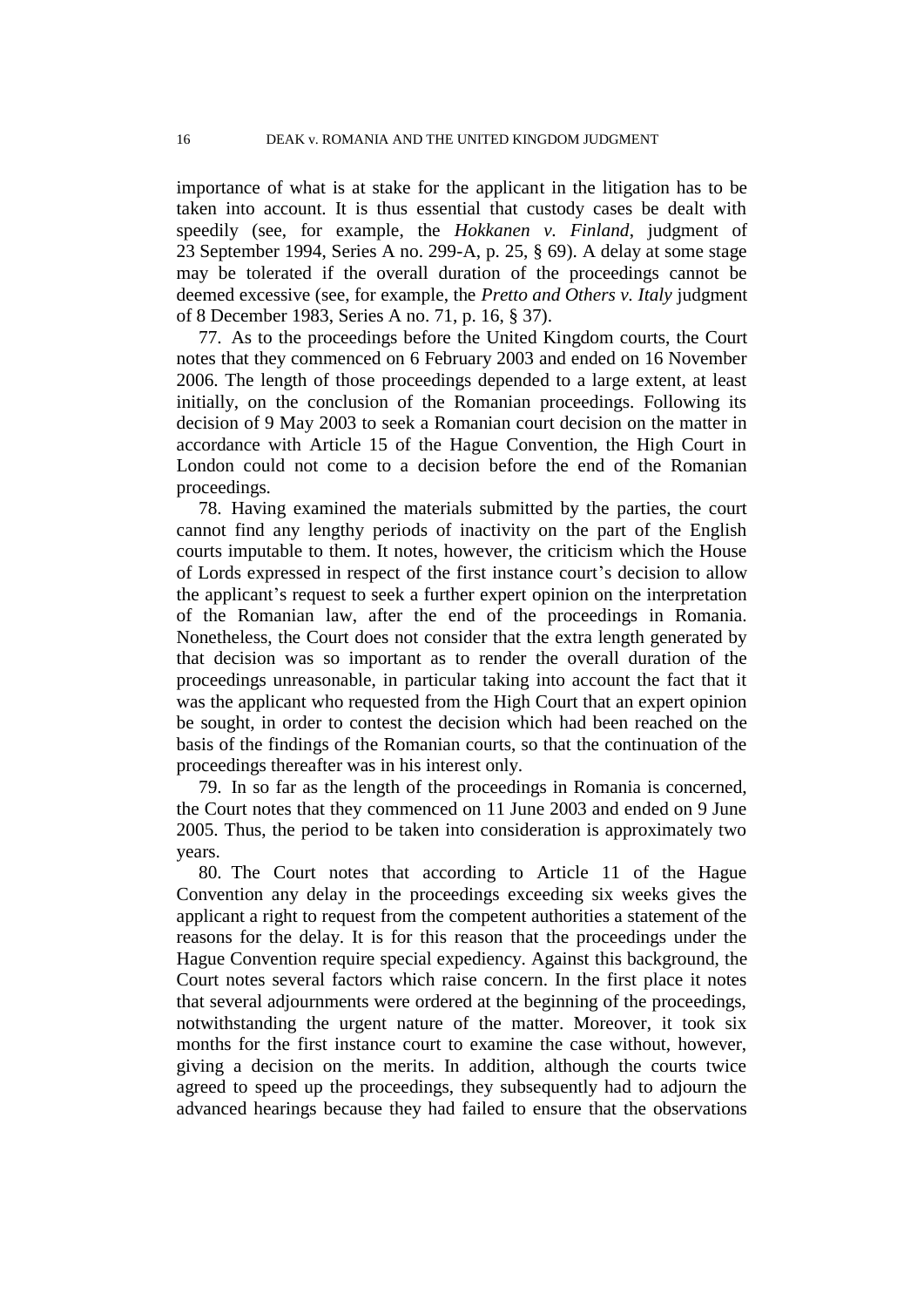importance of what is at stake for the applicant in the litigation has to be taken into account. It is thus essential that custody cases be dealt with speedily (see, for example, the *Hokkanen v. Finland*, judgment of 23 September 1994, Series A no. 299-A, p. 25, § 69). A delay at some stage may be tolerated if the overall duration of the proceedings cannot be deemed excessive (see, for example, the *Pretto and Others v. Italy* judgment of 8 December 1983, Series A no. 71, p. 16, § 37).

77. As to the proceedings before the United Kingdom courts, the Court notes that they commenced on 6 February 2003 and ended on 16 November 2006. The length of those proceedings depended to a large extent, at least initially, on the conclusion of the Romanian proceedings. Following its decision of 9 May 2003 to seek a Romanian court decision on the matter in accordance with Article 15 of the Hague Convention, the High Court in London could not come to a decision before the end of the Romanian proceedings.

78. Having examined the materials submitted by the parties, the court cannot find any lengthy periods of inactivity on the part of the English courts imputable to them. It notes, however, the criticism which the House of Lords expressed in respect of the first instance court's decision to allow the applicant's request to seek a further expert opinion on the interpretation of the Romanian law, after the end of the proceedings in Romania. Nonetheless, the Court does not consider that the extra length generated by that decision was so important as to render the overall duration of the proceedings unreasonable, in particular taking into account the fact that it was the applicant who requested from the High Court that an expert opinion be sought, in order to contest the decision which had been reached on the basis of the findings of the Romanian courts, so that the continuation of the proceedings thereafter was in his interest only.

79. In so far as the length of the proceedings in Romania is concerned, the Court notes that they commenced on 11 June 2003 and ended on 9 June 2005. Thus, the period to be taken into consideration is approximately two years.

80. The Court notes that according to Article 11 of the Hague Convention any delay in the proceedings exceeding six weeks gives the applicant a right to request from the competent authorities a statement of the reasons for the delay. It is for this reason that the proceedings under the Hague Convention require special expediency. Against this background, the Court notes several factors which raise concern. In the first place it notes that several adjournments were ordered at the beginning of the proceedings, notwithstanding the urgent nature of the matter. Moreover, it took six months for the first instance court to examine the case without, however, giving a decision on the merits. In addition, although the courts twice agreed to speed up the proceedings, they subsequently had to adjourn the advanced hearings because they had failed to ensure that the observations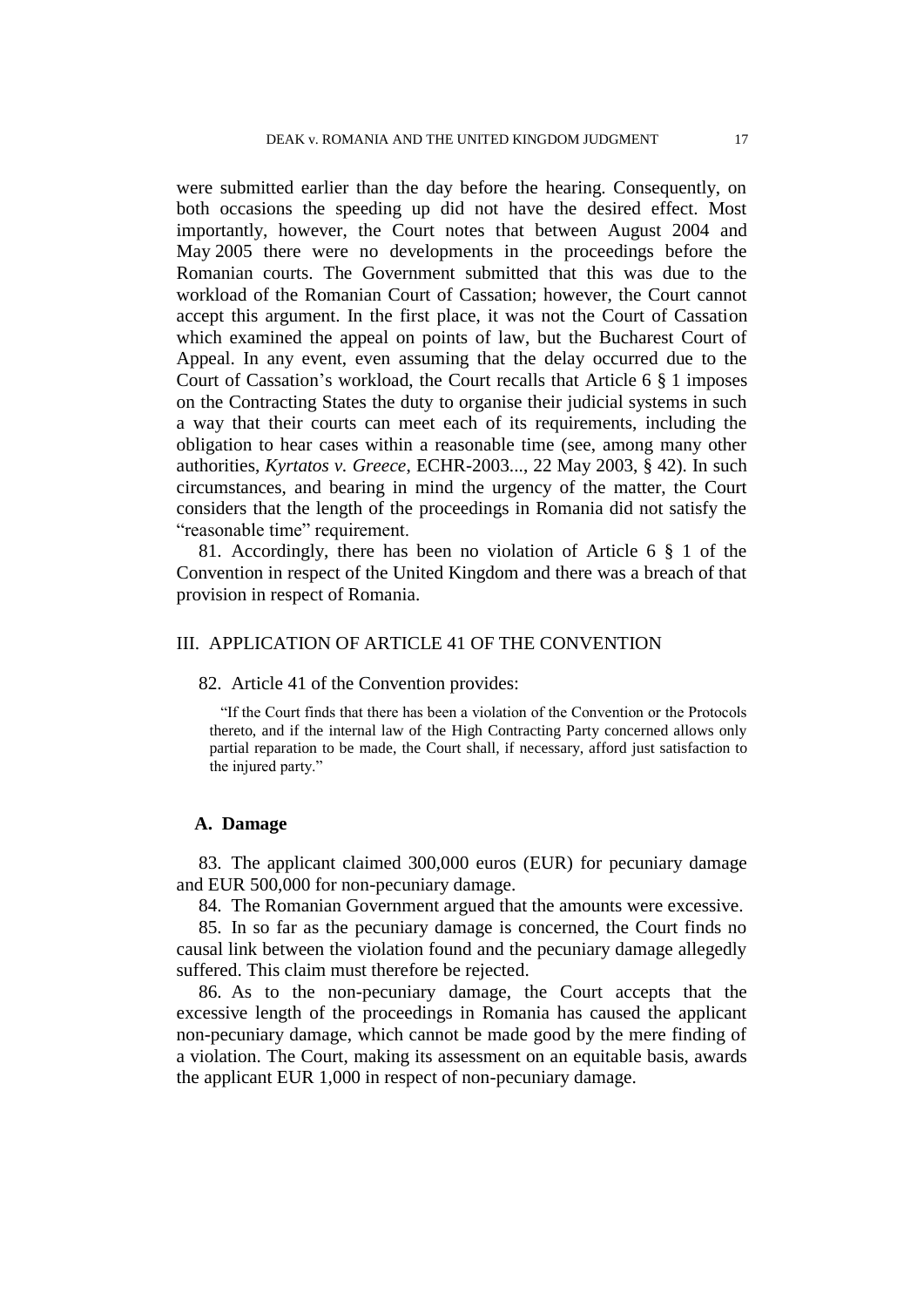were submitted earlier than the day before the hearing. Consequently, on both occasions the speeding up did not have the desired effect. Most importantly, however, the Court notes that between August 2004 and May 2005 there were no developments in the proceedings before the Romanian courts. The Government submitted that this was due to the workload of the Romanian Court of Cassation; however, the Court cannot accept this argument. In the first place, it was not the Court of Cassation which examined the appeal on points of law, but the Bucharest Court of Appeal. In any event, even assuming that the delay occurred due to the Court of Cassation's workload, the Court recalls that Article 6 § 1 imposes on the Contracting States the duty to organise their judicial systems in such a way that their courts can meet each of its requirements, including the obligation to hear cases within a reasonable time (see, among many other authorities, *Kyrtatos v. Greece*, ECHR-2003..., 22 May 2003, § 42). In such circumstances, and bearing in mind the urgency of the matter, the Court considers that the length of the proceedings in Romania did not satisfy the "reasonable time" requirement.

81. Accordingly, there has been no violation of Article 6 § 1 of the Convention in respect of the United Kingdom and there was a breach of that provision in respect of Romania.

## III. APPLICATION OF ARTICLE 41 OF THE CONVENTION

82. Article 41 of the Convention provides:

> "If the Court finds that there has been a violation of the Convention or the Protocols thereto, and if the internal law of the High Contracting Party concerned allows only partial reparation to be made, the Court shall, if necessary, afford just satisfaction to the injured party."

### A. Damage

83. The applicant claimed 300,000 euros (EUR) for pecuniary damage and EUR 500,000 for non-pecuniary damage.

84. The Romanian Government argued that the amounts were excessive.

85. In so far as the pecuniary damage is concerned, the Court finds no causal link between the violation found and the pecuniary damage allegedly suffered. This claim must therefore be rejected.

86. As to the non-pecuniary damage, the Court accepts that the excessive length of the proceedings in Romania has caused the applicant non-pecuniary damage, which cannot be made good by the mere finding of a violation. The Court, making its assessment on an equitable basis, awards the applicant EUR 1,000 in respect of non-pecuniary damage.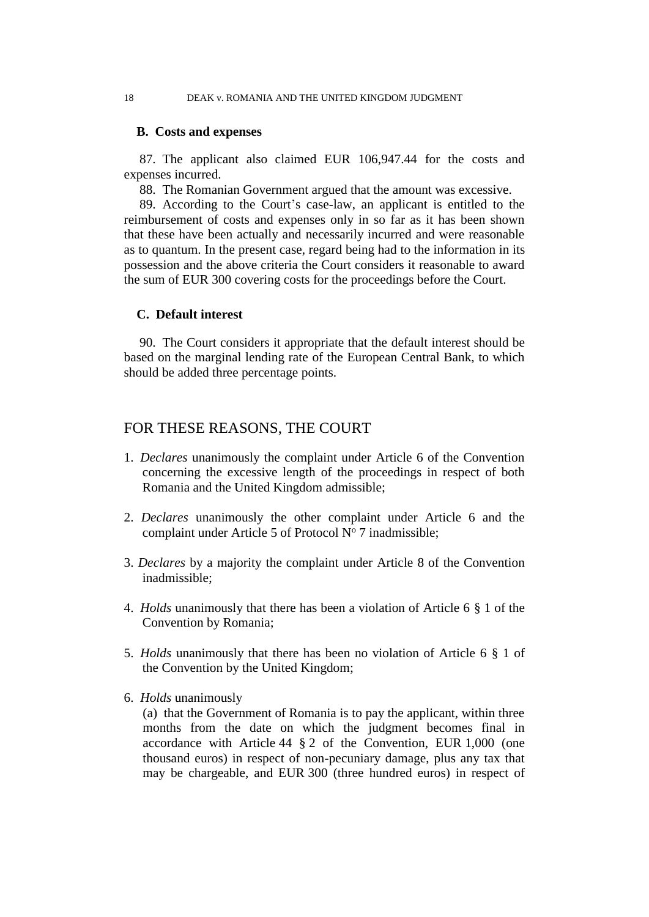### B. Costs and expenses

87. The applicant also claimed EUR 106,947.44 for the costs and expenses incurred.

88. The Romanian Government argued that the amount was excessive.

89. According to the Court's case-law, an applicant is entitled to the reimbursement of costs and expenses only in so far as it has been shown that these have been actually and necessarily incurred and were reasonable as to quantum. In the present case, regard being had to the information in its possession and the above criteria the Court considers it reasonable to award the sum of EUR 300 covering costs for the proceedings before the Court.

### C. Default interest

90. The Court considers it appropriate that the default interest should be based on the marginal lending rate of the European Central Bank, to which should be added three percentage points.

## FOR THESE REASONS, THE COURT

1. *Declares* unanimously the complaint under Article 6 of the Convention concerning the excessive length of the proceedings in respect of both Romania and the United Kingdom admissible;

2. *Declares* unanimously the other complaint under Article 6 and the complaint under Article 5 of Protocol Nº 7 inadmissible;

3. *Declares* by a majority the complaint under Article 8 of the Convention inadmissible;

4. *Holds* unanimously that there has been a violation of Article 6 § 1 of the Convention by Romania;

5. *Holds* unanimously that there has been no violation of Article 6 § 1 of the Convention by the United Kingdom;

6. *Holds* unanimously

   (a) that the Government of Romania is to pay the applicant, within three months from the date on which the judgment becomes final in accordance with Article 44 § 2 of the Convention, EUR 1,000 (one thousand euros) in respect of non-pecuniary damage, plus any tax that may be chargeable, and EUR 300 (three hundred euros) in respect of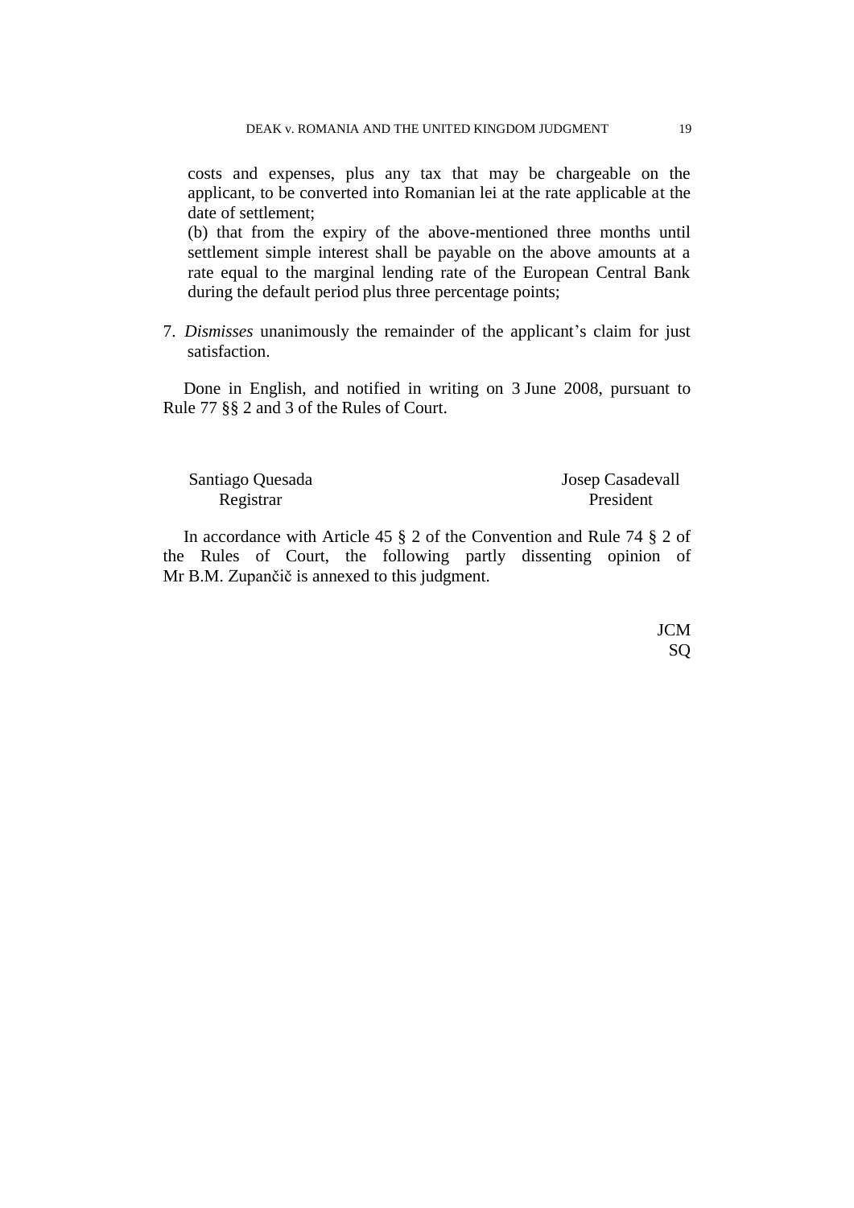costs and expenses, plus any tax that may be chargeable on the applicant, to be converted into Romanian lei at the rate applicable at the date of settlement;

(b) that from the expiry of the above-mentioned three months until settlement simple interest shall be payable on the above amounts at a rate equal to the marginal lending rate of the European Central Bank during the default period plus three percentage points;

7. *Dismisses* unanimously the remainder of the applicant's claim for just satisfaction.

Done in English, and notified in writing on 3 June 2008, pursuant to Rule 77 §§ 2 and 3 of the Rules of Court.

Santiago Quesada
Registrar

Josep Casadevall
President

In accordance with Article 45 § 2 of the Convention and Rule 74 § 2 of the Rules of Court, the following partly dissenting opinion of Mr B.M. Zupančič is annexed to this judgment.

JCM
SQ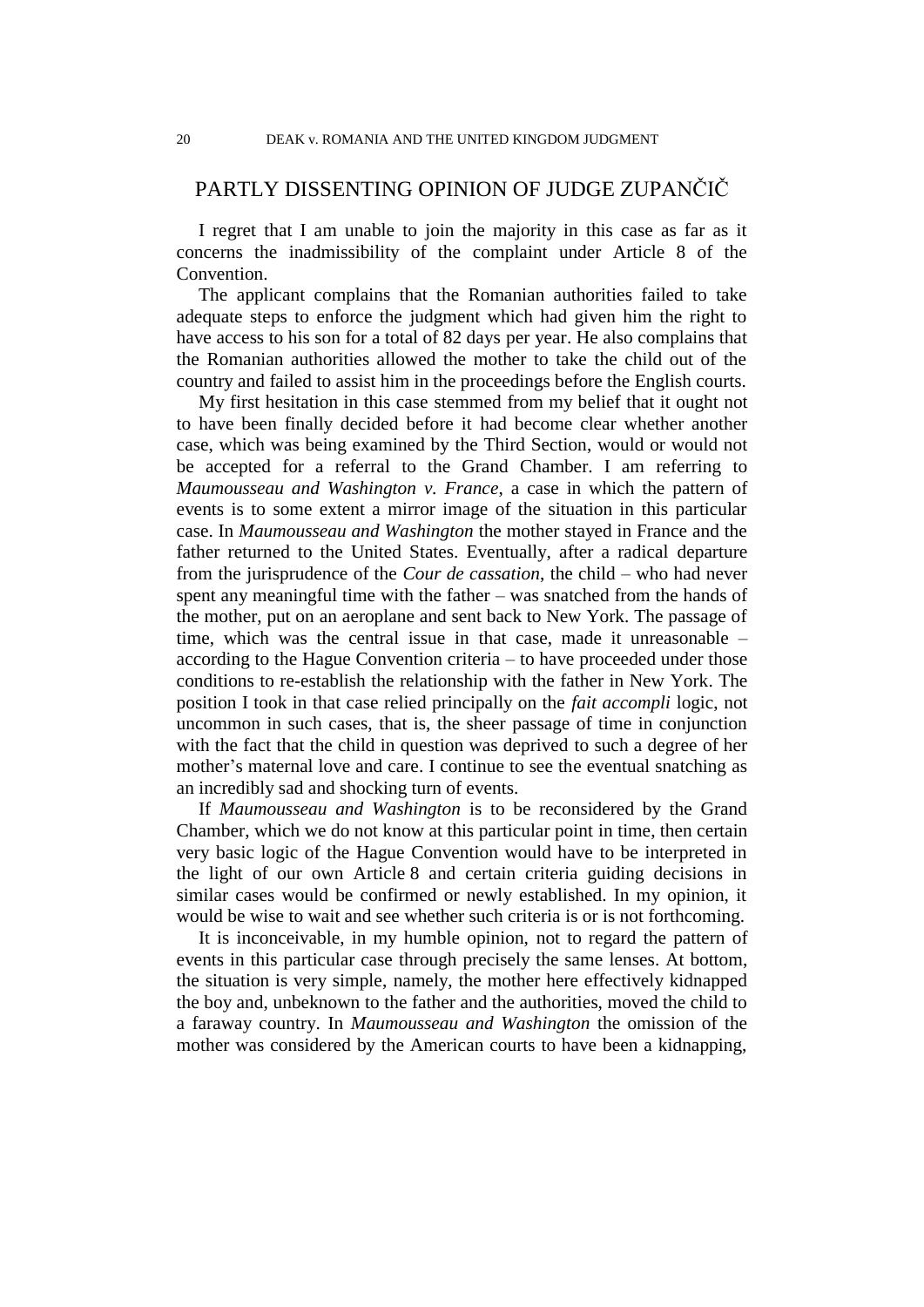# PARTLY DISSENTING OPINION OF JUDGE ZUPANČIČ

I regret that I am unable to join the majority in this case as far as it concerns the inadmissibility of the complaint under Article 8 of the Convention.

The applicant complains that the Romanian authorities failed to take adequate steps to enforce the judgment which had given him the right to have access to his son for a total of 82 days per year. He also complains that the Romanian authorities allowed the mother to take the child out of the country and failed to assist him in the proceedings before the English courts.

My first hesitation in this case stemmed from my belief that it ought not to have been finally decided before it had become clear whether another case, which was being examined by the Third Section, would or would not be accepted for a referral to the Grand Chamber. I am referring to *Maumousseau and Washington v. France,* a case in which the pattern of events is to some extent a mirror image of the situation in this particular case. In *Maumousseau and Washington* the mother stayed in France and the father returned to the United States. Eventually, after a radical departure from the jurisprudence of the *Cour de cassation*, the child – who had never spent any meaningful time with the father – was snatched from the hands of the mother, put on an aeroplane and sent back to New York. The passage of time, which was the central issue in that case, made it unreasonable – according to the Hague Convention criteria – to have proceeded under those conditions to re-establish the relationship with the father in New York. The position I took in that case relied principally on the *fait accompli* logic, not uncommon in such cases, that is, the sheer passage of time in conjunction with the fact that the child in question was deprived to such a degree of her mother's maternal love and care. I continue to see the eventual snatching as an incredibly sad and shocking turn of events.

If *Maumousseau and Washington* is to be reconsidered by the Grand Chamber, which we do not know at this particular point in time, then certain very basic logic of the Hague Convention would have to be interpreted in the light of our own Article 8 and certain criteria guiding decisions in similar cases would be confirmed or newly established. In my opinion, it would be wise to wait and see whether such criteria is or is not forthcoming.

It is inconceivable, in my humble opinion, not to regard the pattern of events in this particular case through precisely the same lenses. At bottom, the situation is very simple, namely, the mother here effectively kidnapped the boy and, unbeknown to the father and the authorities, moved the child to a faraway country. In *Maumousseau and Washington* the omission of the mother was considered by the American courts to have been a kidnapping,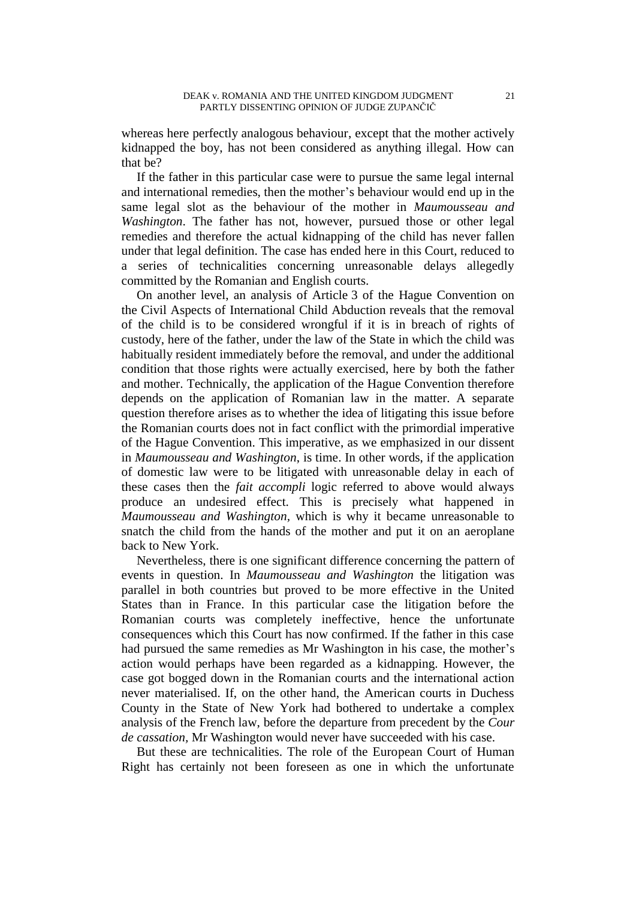whereas here perfectly analogous behaviour, except that the mother actively kidnapped the boy, has not been considered as anything illegal. How can that be?

If the father in this particular case were to pursue the same legal internal and international remedies, then the mother's behaviour would end up in the same legal slot as the behaviour of the mother in *Maumousseau and Washington*. The father has not, however, pursued those or other legal remedies and therefore the actual kidnapping of the child has never fallen under that legal definition. The case has ended here in this Court, reduced to a series of technicalities concerning unreasonable delays allegedly committed by the Romanian and English courts.

On another level, an analysis of Article 3 of the Hague Convention on the Civil Aspects of International Child Abduction reveals that the removal of the child is to be considered wrongful if it is in breach of rights of custody, here of the father, under the law of the State in which the child was habitually resident immediately before the removal, and under the additional condition that those rights were actually exercised, here by both the father and mother. Technically, the application of the Hague Convention therefore depends on the application of Romanian law in the matter. A separate question therefore arises as to whether the idea of litigating this issue before the Romanian courts does not in fact conflict with the primordial imperative of the Hague Convention. This imperative, as we emphasized in our dissent in *Maumousseau and Washington*, is time. In other words, if the application of domestic law were to be litigated with unreasonable delay in each of these cases then the *fait accompli* logic referred to above would always produce an undesired effect. This is precisely what happened in *Maumousseau and Washington*, which is why it became unreasonable to snatch the child from the hands of the mother and put it on an aeroplane back to New York.

Nevertheless, there is one significant difference concerning the pattern of events in question. In *Maumousseau and Washington* the litigation was parallel in both countries but proved to be more effective in the United States than in France. In this particular case the litigation before the Romanian courts was completely ineffective, hence the unfortunate consequences which this Court has now confirmed. If the father in this case had pursued the same remedies as Mr Washington in his case, the mother's action would perhaps have been regarded as a kidnapping. However, the case got bogged down in the Romanian courts and the international action never materialised. If, on the other hand, the American courts in Duchess County in the State of New York had bothered to undertake a complex analysis of the French law, before the departure from precedent by the *Cour de cassation*, Mr Washington would never have succeeded with his case.

But these are technicalities. The role of the European Court of Human Right has certainly not been foreseen as one in which the unfortunate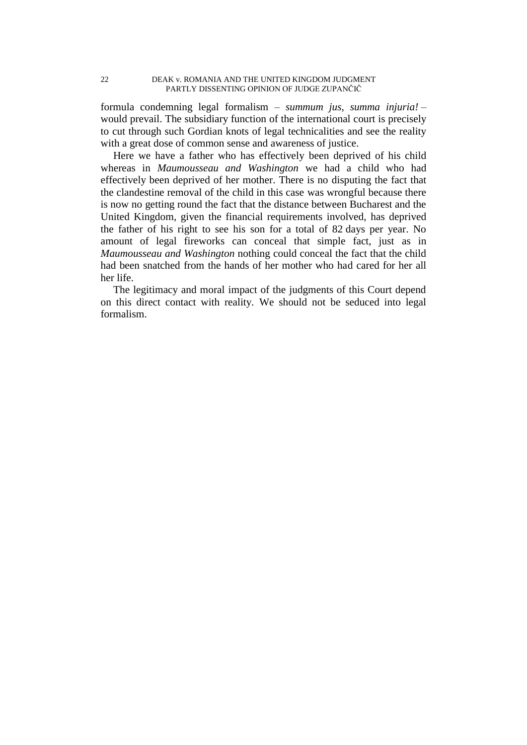formula condemning legal formalism – *summum jus, summa injuria!* – would prevail. The subsidiary function of the international court is precisely to cut through such Gordian knots of legal technicalities and see the reality with a great dose of common sense and awareness of justice.

Here we have a father who has effectively been deprived of his child whereas in *Maumousseau and Washington* we had a child who had effectively been deprived of her mother. There is no disputing the fact that the clandestine removal of the child in this case was wrongful because there is now no getting round the fact that the distance between Bucharest and the United Kingdom, given the financial requirements involved, has deprived the father of his right to see his son for a total of 82 days per year. No amount of legal fireworks can conceal that simple fact, just as in *Maumousseau and Washington* nothing could conceal the fact that the child had been snatched from the hands of her mother who had cared for her all her life.

The legitimacy and moral impact of the judgments of this Court depend on this direct contact with reality. We should not be seduced into legal formalism.